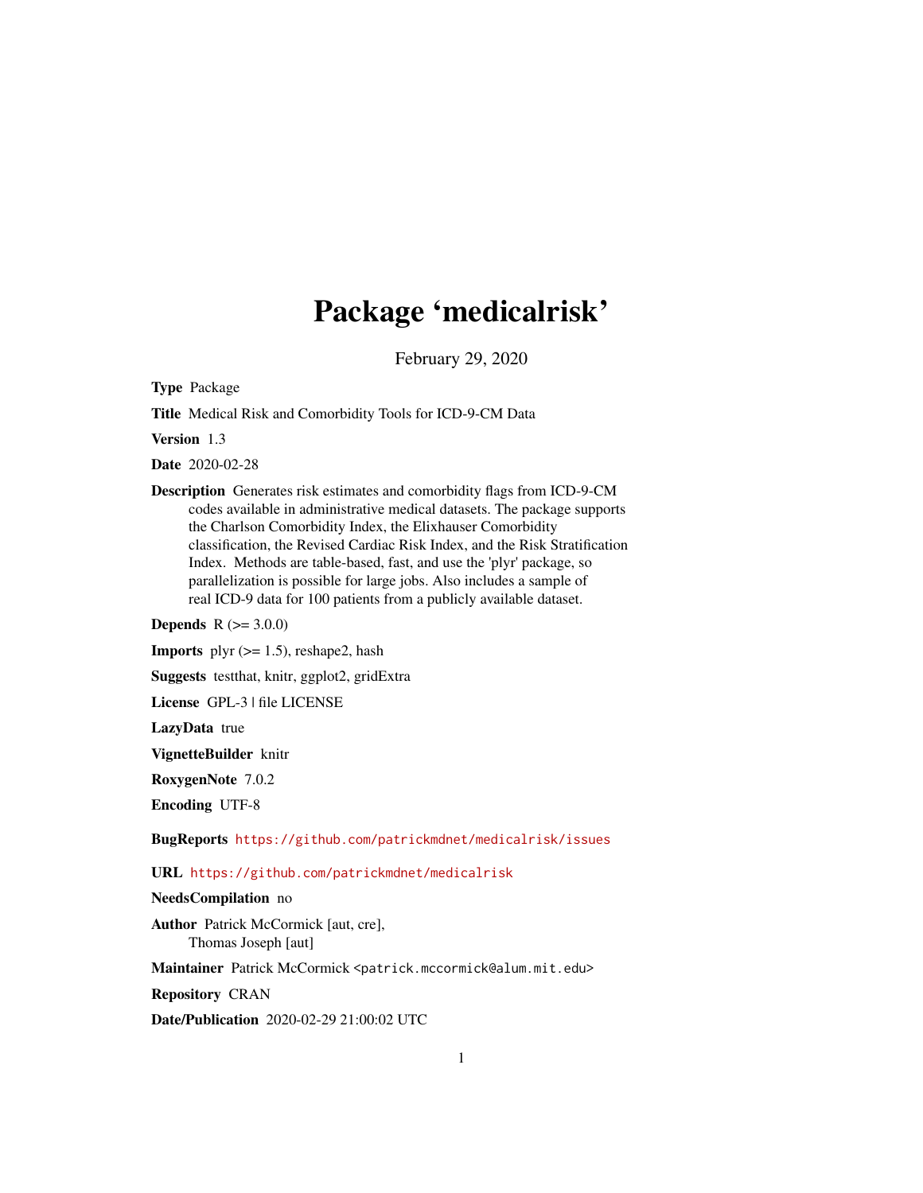# Package 'medicalrisk'

February 29, 2020

**Type** Package

**Title** Medical Risk and Comorbidity Tools for ICD-9-CM Data

**Version** 1.3

**Date** 2020-02-28

**Description** Generates risk estimates and comorbidity flags from ICD-9-CM codes available in administrative medical datasets. The package supports the Charlson Comorbidity Index, the Elixhauser Comorbidity classification, the Revised Cardiac Risk Index, and the Risk Stratification Index. Methods are table-based, fast, and use the 'plyr' package, so parallelization is possible for large jobs. Also includes a sample of real ICD-9 data for 100 patients from a publicly available dataset.

**Depends** R (>= 3.0.0)

**Imports** plyr (>= 1.5), reshape2, hash

**Suggests** testthat, knitr, ggplot2, gridExtra

**License** GPL-3 | file LICENSE

**LazyData** true

**VignetteBuilder** knitr

**RoxygenNote** 7.0.2

**Encoding** UTF-8

**BugReports** https://github.com/patrickmdnet/medicalrisk/issues

**URL** https://github.com/patrickmdnet/medicalrisk

**NeedsCompilation** no

**Author** Patrick McCormick [aut, cre],
Thomas Joseph [aut]

**Maintainer** Patrick McCormick <patrick.mccormick@alum.mit.edu>

**Repository** CRAN

**Date/Publication** 2020-02-29 21:00:02 UTC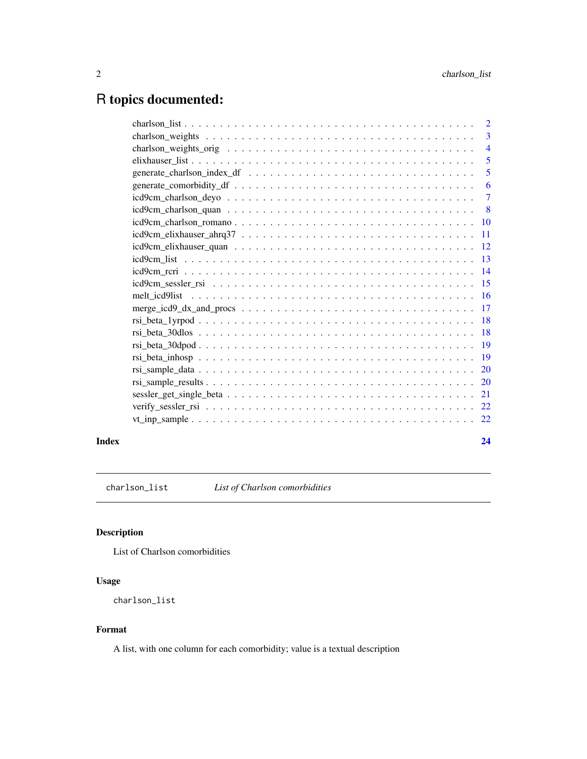# R topics documented:

| | |
|---|---|
| charlson_list | 2 |
| charlson_weights | 3 |
| charlson_weights_orig | 4 |
| elixhauser_list | 5 |
| generate_charlson_index_df | 5 |
| generate_comorbidity_df | 6 |
| icd9cm_charlson_deyo | 7 |
| icd9cm_charlson_quan | 8 |
| icd9cm_charlson_romano | 10 |
| icd9cm_elixhauser_ahrq37 | 11 |
| icd9cm_elixhauser_quan | 12 |
| icd9cm_list | 13 |
| icd9cm_rcri | 14 |
| icd9cm_sessler_rsi | 15 |
| melt_icd9list | 16 |
| merge_icd9_dx_and_procs | 17 |
| rsi_beta_1yrpod | 18 |
| rsi_beta_30dlos | 18 |
| rsi_beta_30dpod | 19 |
| rsi_beta_inhosp | 19 |
| rsi_sample_data | 20 |
| rsi_sample_results | 20 |
| sessler_get_single_beta | 21 |
| verify_sessler_rsi | 22 |
| vt_inp_sample | 22 |

**Index** 24

---

`charlson_list` *List of Charlson comorbidities*

---

## Description

List of Charlson comorbidities

## Usage

```
charlson_list
```

## Format

A list, with one column for each comorbidity; value is a textual description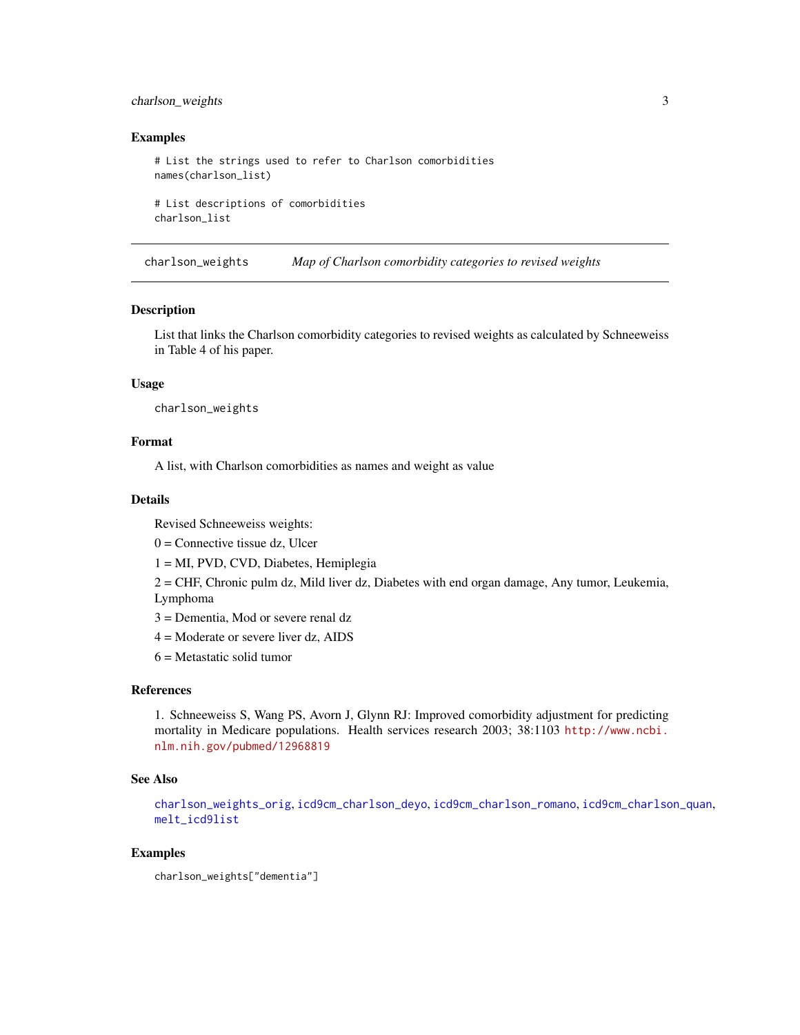### Examples

```
# List the strings used to refer to Charlson comorbidities
names(charlson_list)

# List descriptions of comorbidities
charlson_list
```

---

## charlson_weights *Map of Charlson comorbidity categories to revised weights*

### Description

List that links the Charlson comorbidity categories to revised weights as calculated by Schneeweiss in Table 4 of his paper.

### Usage

```
charlson_weights
```

### Format

A list, with Charlson comorbidities as names and weight as value

### Details

Revised Schneeweiss weights:

0 = Connective tissue dz, Ulcer

1 = MI, PVD, CVD, Diabetes, Hemiplegia

2 = CHF, Chronic pulm dz, Mild liver dz, Diabetes with end organ damage, Any tumor, Leukemia, Lymphoma

3 = Dementia, Mod or severe renal dz

4 = Moderate or severe liver dz, AIDS

6 = Metastatic solid tumor

### References

1. Schneeweiss S, Wang PS, Avorn J, Glynn RJ: Improved comorbidity adjustment for predicting mortality in Medicare populations. Health services research 2003; 38:1103 http://www.ncbi.nlm.nih.gov/pubmed/12968819

### See Also

charlson_weights_orig, icd9cm_charlson_deyo, icd9cm_charlson_romano, icd9cm_charlson_quan, melt_icd9list

### Examples

```
charlson_weights["dementia"]
```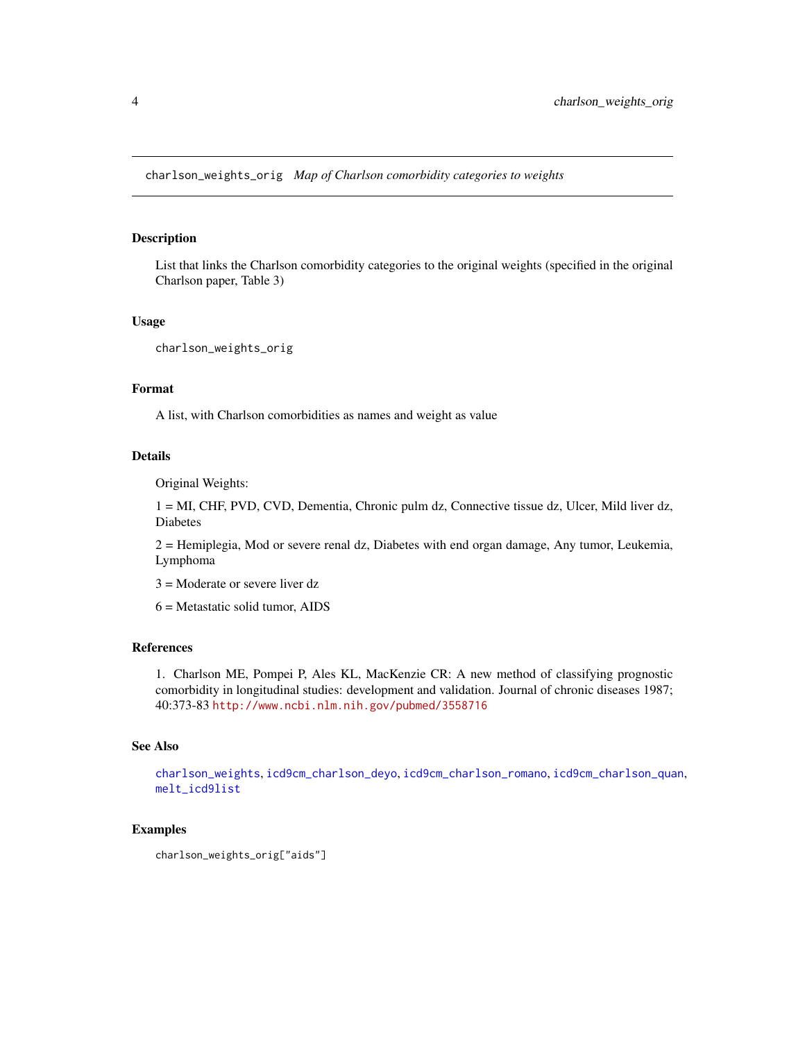charlson_weights_orig *Map of Charlson comorbidity categories to weights*

## Description

List that links the Charlson comorbidity categories to the original weights (specified in the original Charlson paper, Table 3)

## Usage

```
charlson_weights_orig
```

## Format

A list, with Charlson comorbidities as names and weight as value

## Details

Original Weights:

1 = MI, CHF, PVD, CVD, Dementia, Chronic pulm dz, Connective tissue dz, Ulcer, Mild liver dz, Diabetes

2 = Hemiplegia, Mod or severe renal dz, Diabetes with end organ damage, Any tumor, Leukemia, Lymphoma

3 = Moderate or severe liver dz

6 = Metastatic solid tumor, AIDS

## References

1. Charlson ME, Pompei P, Ales KL, MacKenzie CR: A new method of classifying prognostic comorbidity in longitudinal studies: development and validation. Journal of chronic diseases 1987; 40:373-83 http://www.ncbi.nlm.nih.gov/pubmed/3558716

## See Also

charlson_weights, icd9cm_charlson_deyo, icd9cm_charlson_romano, icd9cm_charlson_quan, melt_icd9list

## Examples

```
charlson_weights_orig["aids"]
```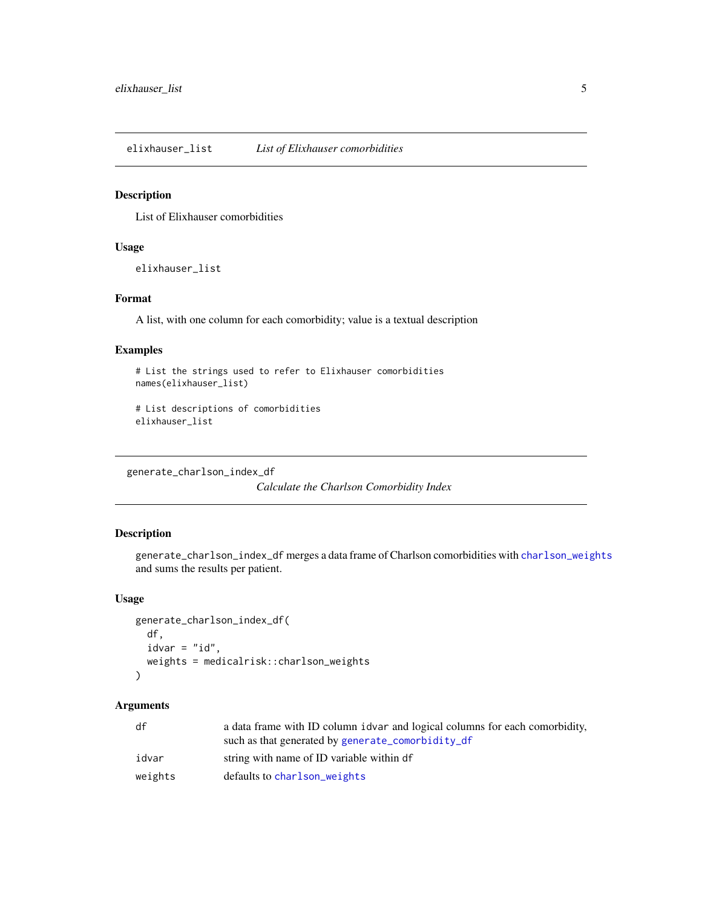## elixhauser_list — *List of Elixhauser comorbidities*

### Description

List of Elixhauser comorbidities

### Usage

```
elixhauser_list
```

### Format

A list, with one column for each comorbidity; value is a textual description

### Examples

```
# List the strings used to refer to Elixhauser comorbidities
names(elixhauser_list)

# List descriptions of comorbidities
elixhauser_list
```

## generate_charlson_index_df — *Calculate the Charlson Comorbidity Index*

### Description

`generate_charlson_index_df` merges a data frame of Charlson comorbidities with `charlson_weights` and sums the results per patient.

### Usage

```
generate_charlson_index_df(
  df,
  idvar = "id",
  weights = medicalrisk::charlson_weights
)
```

### Arguments

| | |
|---|---|
| `df` | a data frame with ID column `idvar` and logical columns for each comorbidity, such as that generated by `generate_comorbidity_df` |
| `idvar` | string with name of ID variable within `df` |
| `weights` | defaults to `charlson_weights` |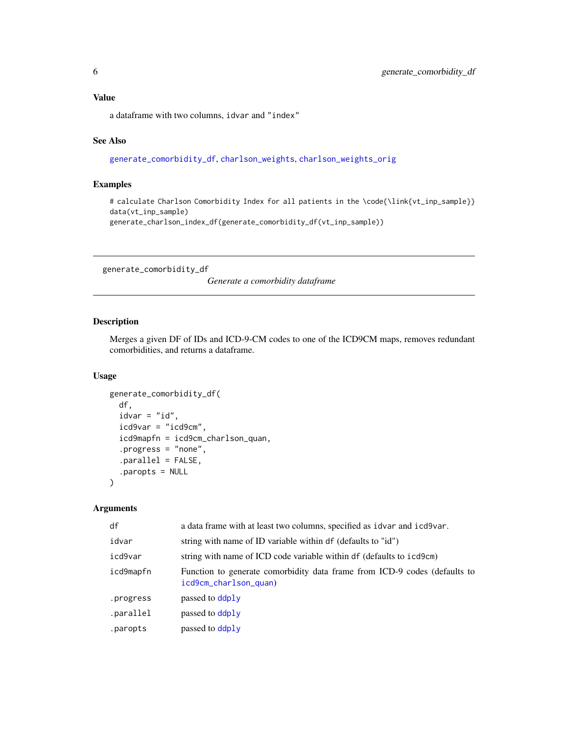### Value

a dataframe with two columns, idvar and "index"

### See Also

generate_comorbidity_df, charlson_weights, charlson_weights_orig

### Examples

```
# calculate Charlson Comorbidity Index for all patients in the \code{\link{vt_inp_sample}}
data(vt_inp_sample)
generate_charlson_index_df(generate_comorbidity_df(vt_inp_sample))
```

---

## generate_comorbidity_df

*Generate a comorbidity dataframe*

### Description

Merges a given DF of IDs and ICD-9-CM codes to one of the ICD9CM maps, removes redundant comorbidities, and returns a dataframe.

### Usage

```
generate_comorbidity_df(
  df,
  idvar = "id",
  icd9var = "icd9cm",
  icd9mapfn = icd9cm_charlson_quan,
  .progress = "none",
  .parallel = FALSE,
  .paropts = NULL
)
```

### Arguments

| | |
|---|---|
| df | a data frame with at least two columns, specified as idvar and icd9var. |
| idvar | string with name of ID variable within df (defaults to "id") |
| icd9var | string with name of ICD code variable within df (defaults to icd9cm) |
| icd9mapfn | Function to generate comorbidity data frame from ICD-9 codes (defaults to icd9cm_charlson_quan) |
| .progress | passed to ddply |
| .parallel | passed to ddply |
| .paropts | passed to ddply |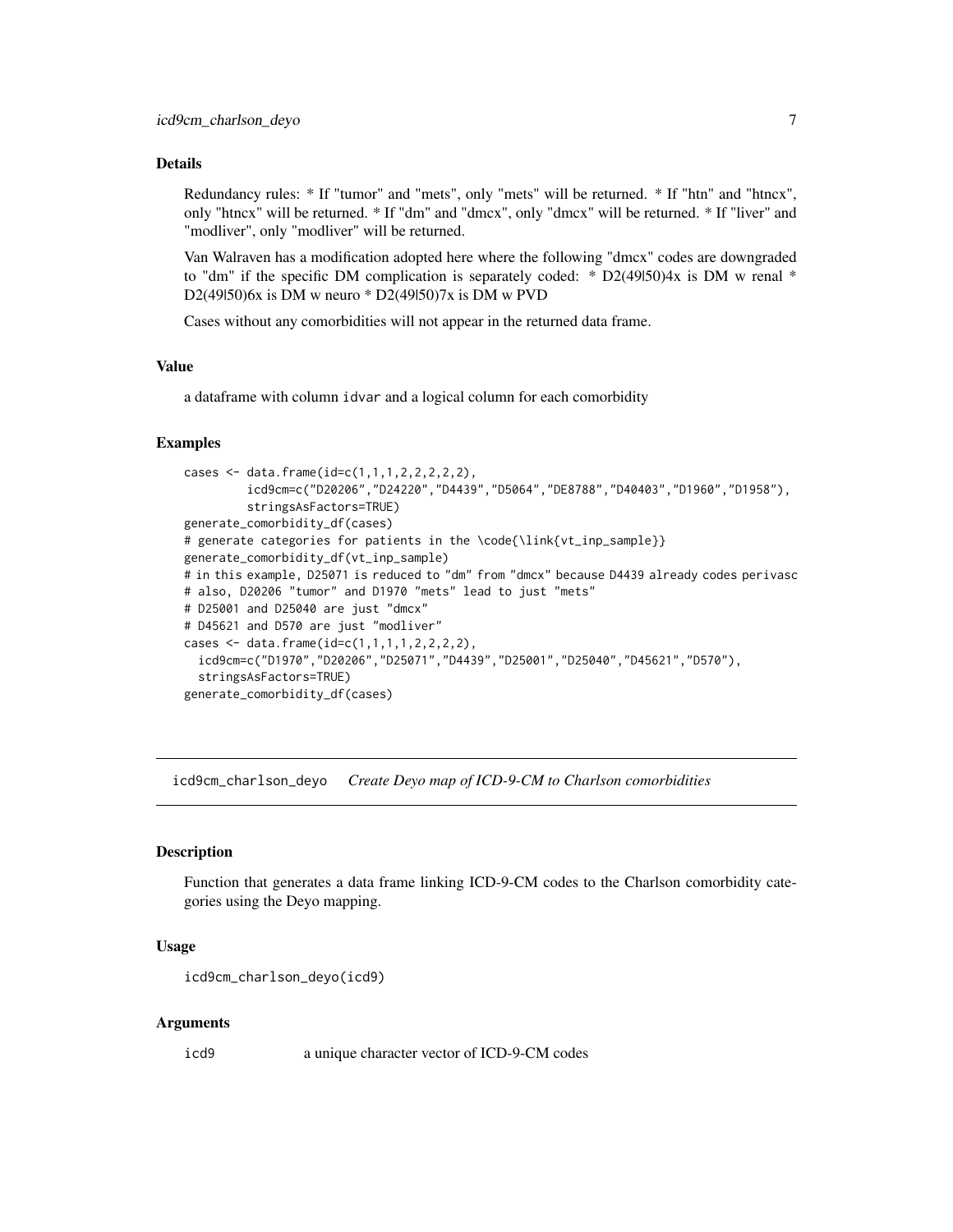### Details

Redundancy rules: * If "tumor" and "mets", only "mets" will be returned. * If "htn" and "htncx", only "htncx" will be returned. * If "dm" and "dmcx", only "dmcx" will be returned. * If "liver" and "modliver", only "modliver" will be returned.

Van Walraven has a modification adopted here where the following "dmcx" codes are downgraded to "dm" if the specific DM complication is separately coded: * D2(49|50)4x is DM w renal * D2(49|50)6x is DM w neuro * D2(49|50)7x is DM w PVD

Cases without any comorbidities will not appear in the returned data frame.

### Value

a dataframe with column idvar and a logical column for each comorbidity

### Examples

```
cases <- data.frame(id=c(1,1,1,2,2,2,2,2),
         icd9cm=c("D20206","D24220","D4439","D5064","DE8788","D40403","D1960","D1958"),
         stringsAsFactors=TRUE)
generate_comorbidity_df(cases)
# generate categories for patients in the \code{\link{vt_inp_sample}}
generate_comorbidity_df(vt_inp_sample)
# in this example, D25071 is reduced to "dm" from "dmcx" because D4439 already codes perivasc
# also, D20206 "tumor" and D1970 "mets" lead to just "mets"
# D25001 and D25040 are just "dmcx"
# D45621 and D570 are just "modliver"
cases <- data.frame(id=c(1,1,1,1,2,2,2,2),
  icd9cm=c("D1970","D20206","D25071","D4439","D25001","D25040","D45621","D570"),
  stringsAsFactors=TRUE)
generate_comorbidity_df(cases)
```

---

## icd9cm_charlson_deyo    *Create Deyo map of ICD-9-CM to Charlson comorbidities*

### Description

Function that generates a data frame linking ICD-9-CM codes to the Charlson comorbidity categories using the Deyo mapping.

### Usage

```
icd9cm_charlson_deyo(icd9)
```

### Arguments

| | |
|---|---|
| icd9 | a unique character vector of ICD-9-CM codes |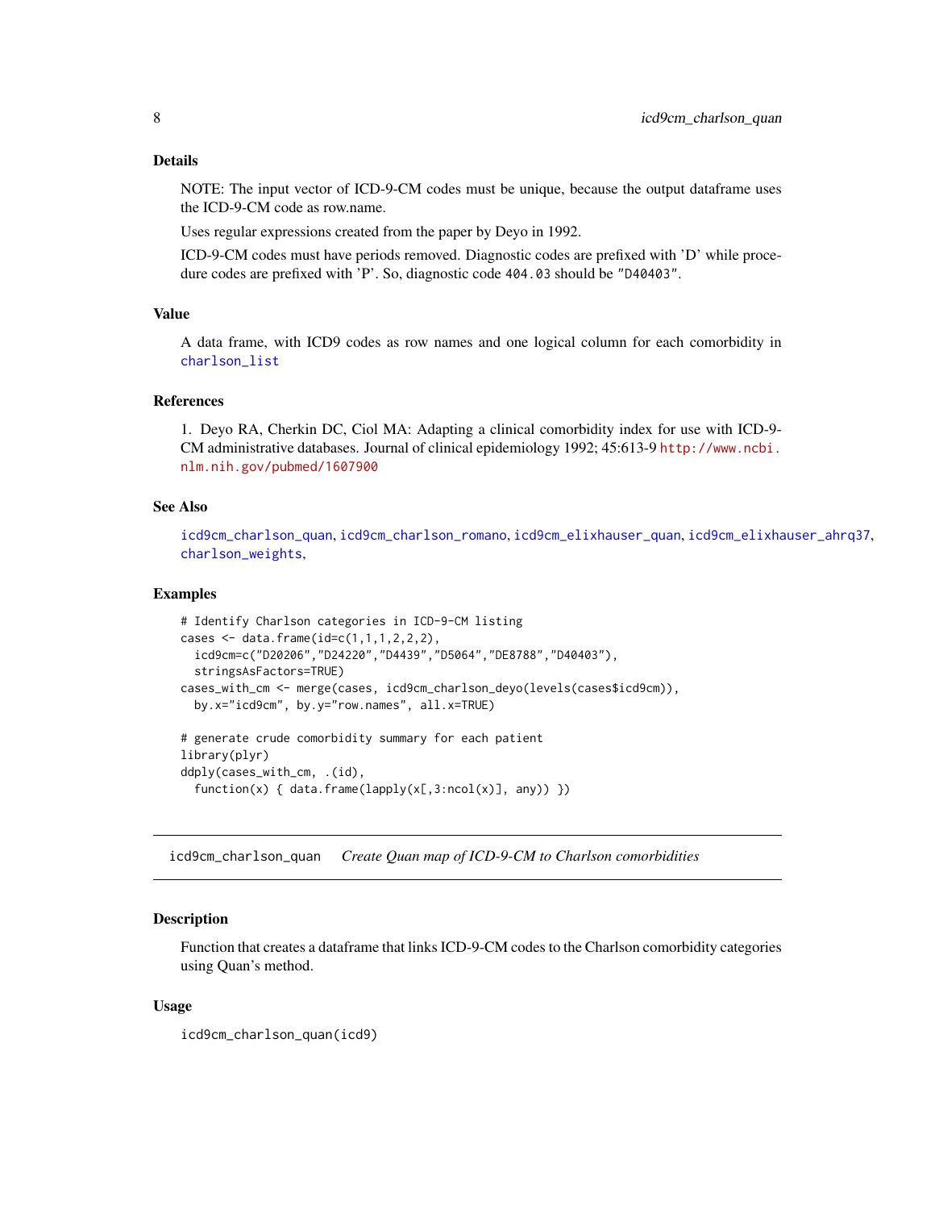### Details

NOTE: The input vector of ICD-9-CM codes must be unique, because the output dataframe uses the ICD-9-CM code as row.name.

Uses regular expressions created from the paper by Deyo in 1992.

ICD-9-CM codes must have periods removed. Diagnostic codes are prefixed with 'D' while procedure codes are prefixed with 'P'. So, diagnostic code `404.03` should be `"D40403"`.

### Value

A data frame, with ICD9 codes as row names and one logical column for each comorbidity in `charlson_list`

### References

1. Deyo RA, Cherkin DC, Ciol MA: Adapting a clinical comorbidity index for use with ICD-9-CM administrative databases. Journal of clinical epidemiology 1992; 45:613-9 http://www.ncbi.nlm.nih.gov/pubmed/1607900

### See Also

`icd9cm_charlson_quan`, `icd9cm_charlson_romano`, `icd9cm_elixhauser_quan`, `icd9cm_elixhauser_ahrq37`, `charlson_weights`,

### Examples

```
# Identify Charlson categories in ICD-9-CM listing
cases <- data.frame(id=c(1,1,1,2,2,2),
  icd9cm=c("D20206","D24220","D4439","D5064","DE8788","D40403"),
  stringsAsFactors=TRUE)
cases_with_cm <- merge(cases, icd9cm_charlson_deyo(levels(cases$icd9cm)),
  by.x="icd9cm", by.y="row.names", all.x=TRUE)

# generate crude comorbidity summary for each patient
library(plyr)
ddply(cases_with_cm, .(id),
  function(x) { data.frame(lapply(x[,3:ncol(x)], any)) })
```

---

## icd9cm_charlson_quan    *Create Quan map of ICD-9-CM to Charlson comorbidities*

### Description

Function that creates a dataframe that links ICD-9-CM codes to the Charlson comorbidity categories using Quan's method.

### Usage

```
icd9cm_charlson_quan(icd9)
```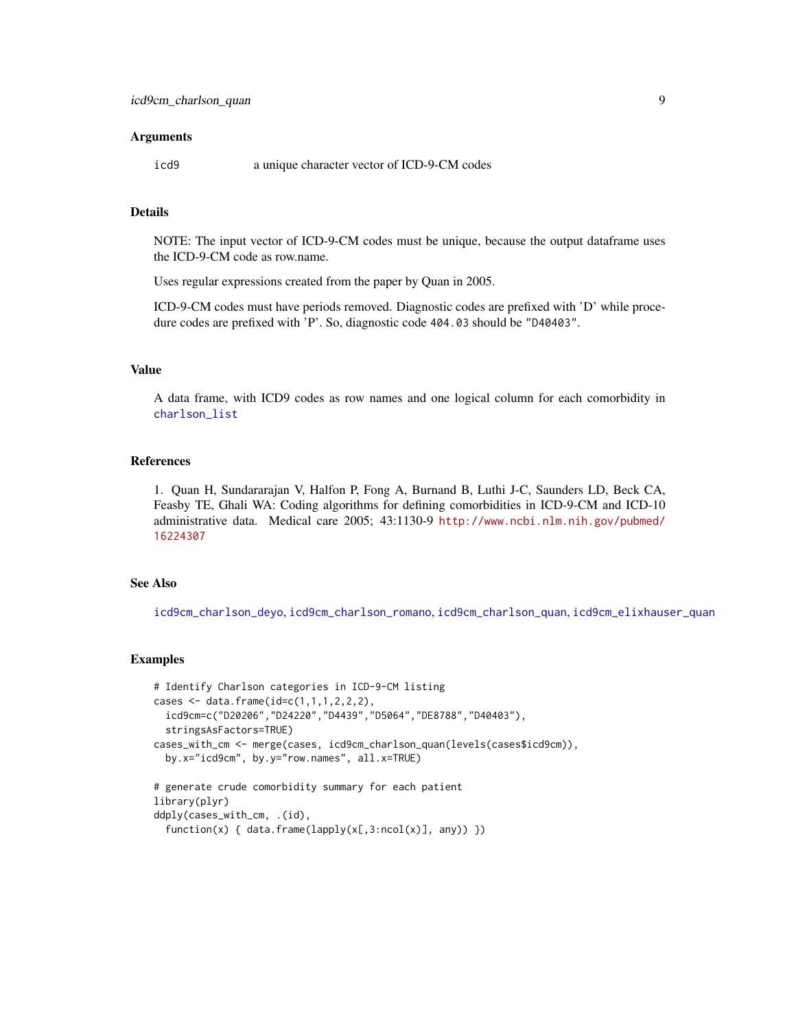## Arguments

`icd9` a unique character vector of ICD-9-CM codes

## Details

NOTE: The input vector of ICD-9-CM codes must be unique, because the output dataframe uses the ICD-9-CM code as row.name.

Uses regular expressions created from the paper by Quan in 2005.

ICD-9-CM codes must have periods removed. Diagnostic codes are prefixed with 'D' while procedure codes are prefixed with 'P'. So, diagnostic code `404.03` should be `"D40403"`.

## Value

A data frame, with ICD9 codes as row names and one logical column for each comorbidity in `charlson_list`

## References

1. Quan H, Sundararajan V, Halfon P, Fong A, Burnand B, Luthi J-C, Saunders LD, Beck CA, Feasby TE, Ghali WA: Coding algorithms for defining comorbidities in ICD-9-CM and ICD-10 administrative data. Medical care 2005; 43:1130-9 http://www.ncbi.nlm.nih.gov/pubmed/16224307

## See Also

`icd9cm_charlson_deyo`, `icd9cm_charlson_romano`, `icd9cm_charlson_quan`, `icd9cm_elixhauser_quan`

## Examples

```
# Identify Charlson categories in ICD-9-CM listing
cases <- data.frame(id=c(1,1,1,2,2,2),
  icd9cm=c("D20206","D24220","D4439","D5064","DE8788","D40403"),
  stringsAsFactors=TRUE)
cases_with_cm <- merge(cases, icd9cm_charlson_quan(levels(cases$icd9cm)),
  by.x="icd9cm", by.y="row.names", all.x=TRUE)

# generate crude comorbidity summary for each patient
library(plyr)
ddply(cases_with_cm, .(id),
  function(x) { data.frame(lapply(x[,3:ncol(x)], any)) })
```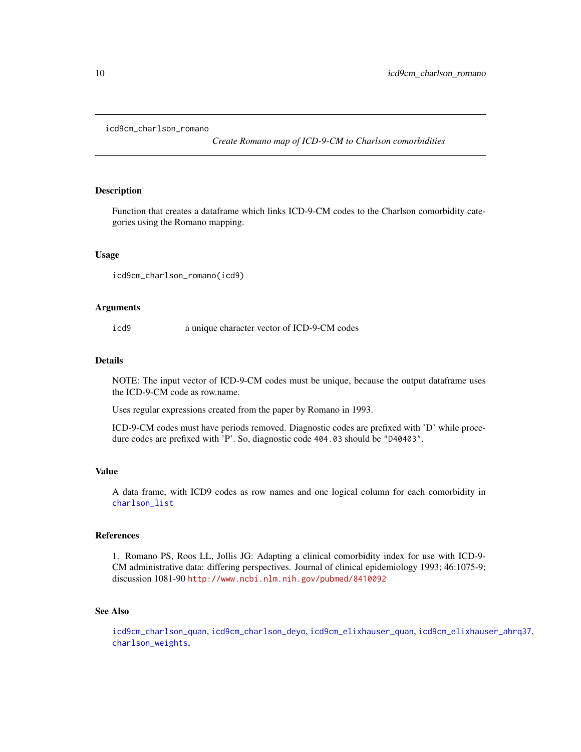icd9cm_charlson_romano

*Create Romano map of ICD-9-CM to Charlson comorbidities*

## Description

Function that creates a dataframe which links ICD-9-CM codes to the Charlson comorbidity categories using the Romano mapping.

## Usage

```
icd9cm_charlson_romano(icd9)
```

## Arguments

icd9 a unique character vector of ICD-9-CM codes

## Details

NOTE: The input vector of ICD-9-CM codes must be unique, because the output dataframe uses the ICD-9-CM code as row.name.

Uses regular expressions created from the paper by Romano in 1993.

ICD-9-CM codes must have periods removed. Diagnostic codes are prefixed with 'D' while procedure codes are prefixed with 'P'. So, diagnostic code `404.03` should be `"D40403"`.

## Value

A data frame, with ICD9 codes as row names and one logical column for each comorbidity in `charlson_list`

## References

1. Romano PS, Roos LL, Jollis JG: Adapting a clinical comorbidity index for use with ICD-9-CM administrative data: differing perspectives. Journal of clinical epidemiology 1993; 46:1075-9; discussion 1081-90 http://www.ncbi.nlm.nih.gov/pubmed/8410092

## See Also

`icd9cm_charlson_quan`, `icd9cm_charlson_deyo`, `icd9cm_elixhauser_quan`, `icd9cm_elixhauser_ahrq37`, `charlson_weights`,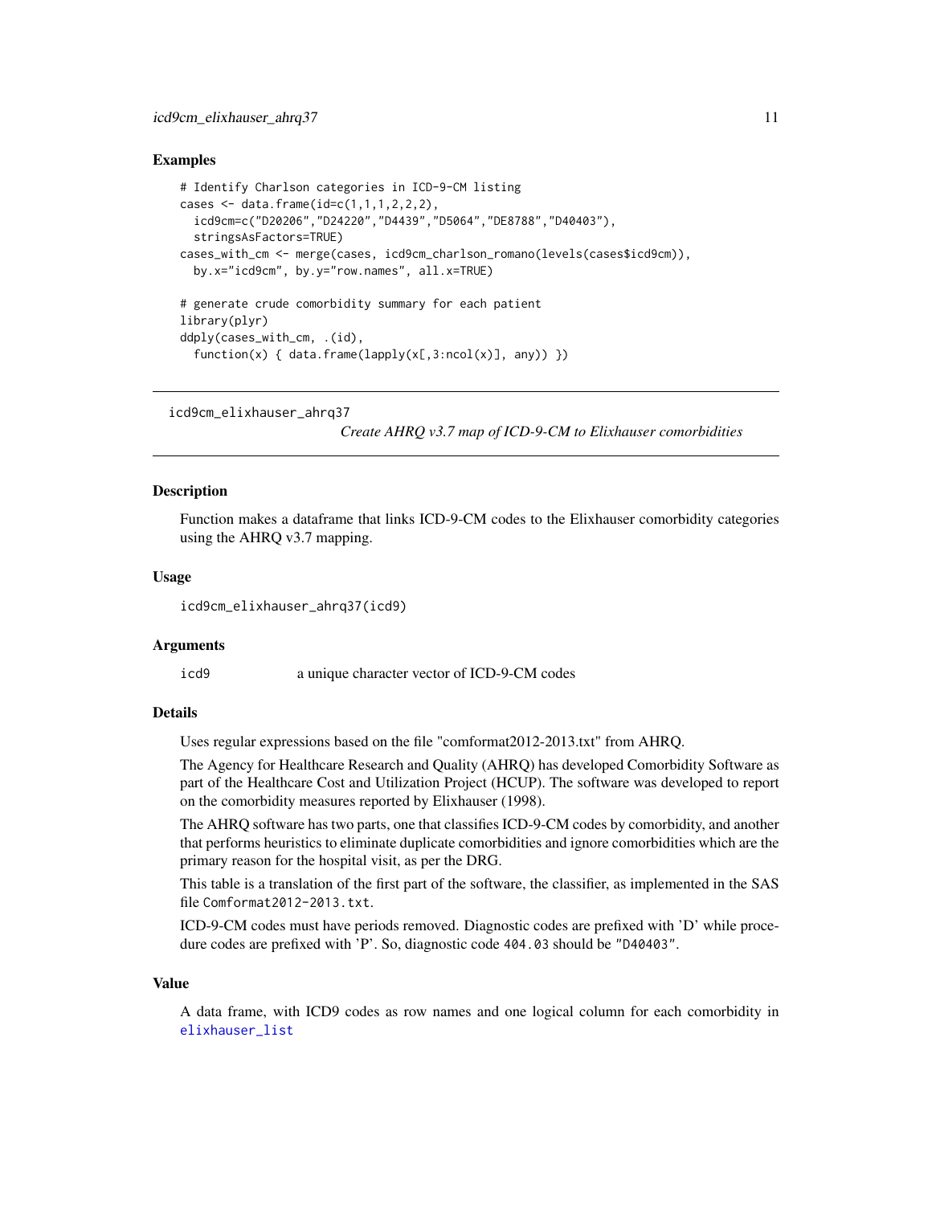### Examples

```
# Identify Charlson categories in ICD-9-CM listing
cases <- data.frame(id=c(1,1,1,2,2,2),
  icd9cm=c("D20206","D24220","D4439","D5064","DE8788","D40403"),
  stringsAsFactors=TRUE)
cases_with_cm <- merge(cases, icd9cm_charlson_romano(levels(cases$icd9cm)),
  by.x="icd9cm", by.y="row.names", all.x=TRUE)

# generate crude comorbidity summary for each patient
library(plyr)
ddply(cases_with_cm, .(id),
  function(x) { data.frame(lapply(x[,3:ncol(x)], any)) })
```

---

## icd9cm_elixhauser_ahrq37

*Create AHRQ v3.7 map of ICD-9-CM to Elixhauser comorbidities*

---

### Description

Function makes a dataframe that links ICD-9-CM codes to the Elixhauser comorbidity categories using the AHRQ v3.7 mapping.

### Usage

```
icd9cm_elixhauser_ahrq37(icd9)
```

### Arguments

| | |
|---|---|
| icd9 | a unique character vector of ICD-9-CM codes |

### Details

Uses regular expressions based on the file "comformat2012-2013.txt" from AHRQ.

The Agency for Healthcare Research and Quality (AHRQ) has developed Comorbidity Software as part of the Healthcare Cost and Utilization Project (HCUP). The software was developed to report on the comorbidity measures reported by Elixhauser (1998).

The AHRQ software has two parts, one that classifies ICD-9-CM codes by comorbidity, and another that performs heuristics to eliminate duplicate comorbidities and ignore comorbidities which are the primary reason for the hospital visit, as per the DRG.

This table is a translation of the first part of the software, the classifier, as implemented in the SAS file `Comformat2012-2013.txt`.

ICD-9-CM codes must have periods removed. Diagnostic codes are prefixed with 'D' while procedure codes are prefixed with 'P'. So, diagnostic code `404.03` should be `"D40403"`.

### Value

A data frame, with ICD9 codes as row names and one logical column for each comorbidity in `elixhauser_list`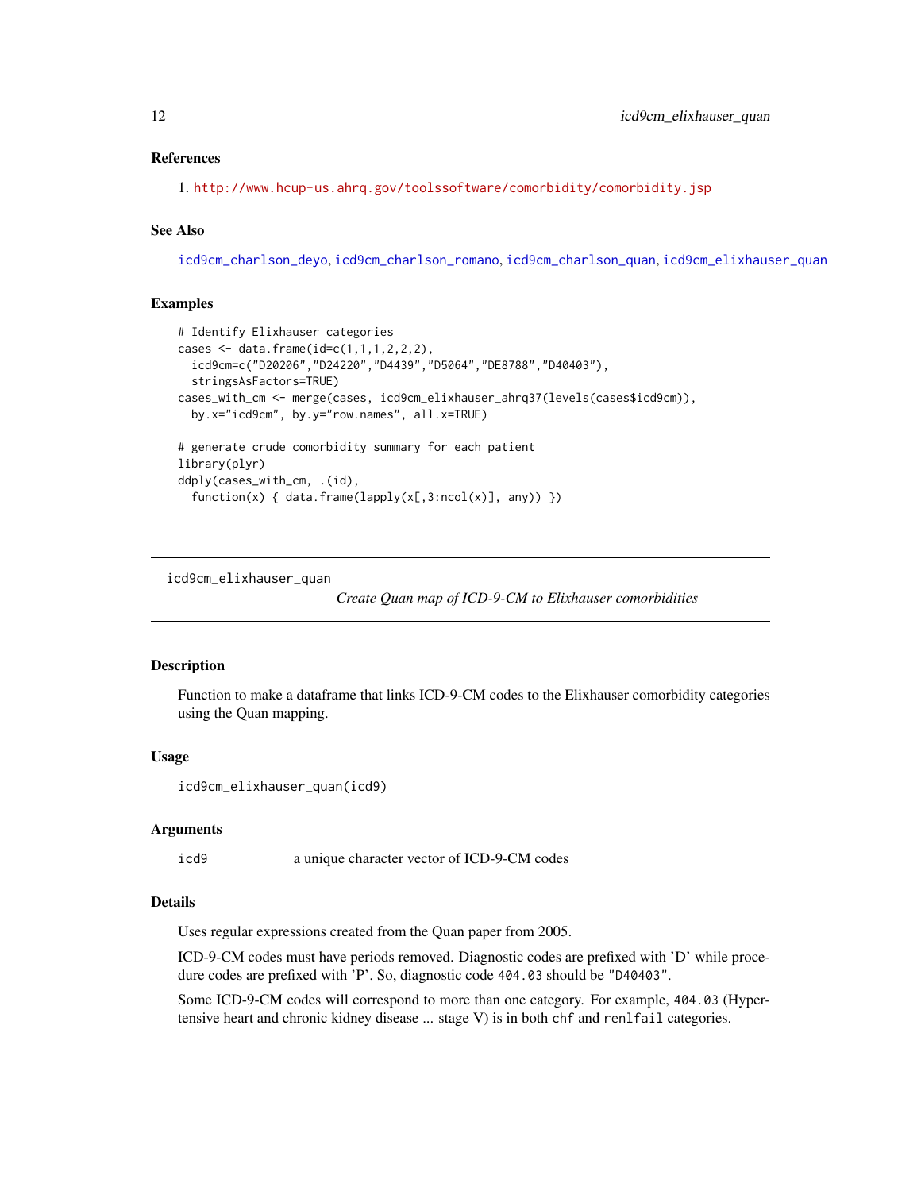## References

1. http://www.hcup-us.ahrq.gov/toolssoftware/comorbidity/comorbidity.jsp

## See Also

icd9cm_charlson_deyo, icd9cm_charlson_romano, icd9cm_charlson_quan, icd9cm_elixhauser_quan

## Examples

```
# Identify Elixhauser categories
cases <- data.frame(id=c(1,1,1,2,2,2),
  icd9cm=c("D20206","D24220","D4439","D5064","DE8788","D40403"),
  stringsAsFactors=TRUE)
cases_with_cm <- merge(cases, icd9cm_elixhauser_ahrq37(levels(cases$icd9cm)),
  by.x="icd9cm", by.y="row.names", all.x=TRUE)

# generate crude comorbidity summary for each patient
library(plyr)
ddply(cases_with_cm, .(id),
  function(x) { data.frame(lapply(x[,3:ncol(x)], any)) })
```

---

# icd9cm_elixhauser_quan

*Create Quan map of ICD-9-CM to Elixhauser comorbidities*

## Description

Function to make a dataframe that links ICD-9-CM codes to the Elixhauser comorbidity categories using the Quan mapping.

## Usage

```
icd9cm_elixhauser_quan(icd9)
```

## Arguments

| | |
|---|---|
| icd9 | a unique character vector of ICD-9-CM codes |

## Details

Uses regular expressions created from the Quan paper from 2005.

ICD-9-CM codes must have periods removed. Diagnostic codes are prefixed with 'D' while procedure codes are prefixed with 'P'. So, diagnostic code `404.03` should be `"D40403"`.

Some ICD-9-CM codes will correspond to more than one category. For example, `404.03` (Hypertensive heart and chronic kidney disease ... stage V) is in both `chf` and `renlfail` categories.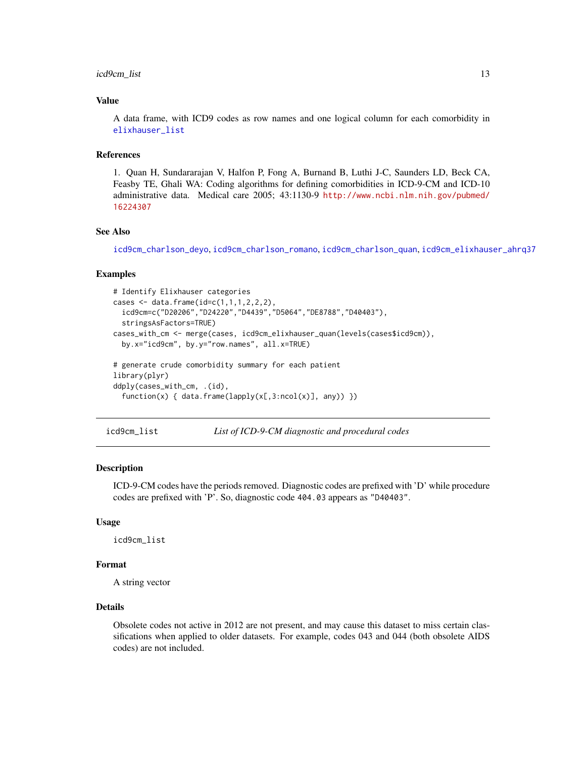### Value

A data frame, with ICD9 codes as row names and one logical column for each comorbidity in elixhauser_list

### References

1. Quan H, Sundararajan V, Halfon P, Fong A, Burnand B, Luthi J-C, Saunders LD, Beck CA, Feasby TE, Ghali WA: Coding algorithms for defining comorbidities in ICD-9-CM and ICD-10 administrative data. Medical care 2005; 43:1130-9 http://www.ncbi.nlm.nih.gov/pubmed/16224307

### See Also

icd9cm_charlson_deyo, icd9cm_charlson_romano, icd9cm_charlson_quan, icd9cm_elixhauser_ahrq37

### Examples

```
# Identify Elixhauser categories
cases <- data.frame(id=c(1,1,1,2,2,2),
  icd9cm=c("D20206","D24220","D4439","D5064","DE8788","D40403"),
  stringsAsFactors=TRUE)
cases_with_cm <- merge(cases, icd9cm_elixhauser_quan(levels(cases$icd9cm)),
  by.x="icd9cm", by.y="row.names", all.x=TRUE)

# generate crude comorbidity summary for each patient
library(plyr)
ddply(cases_with_cm, .(id),
  function(x) { data.frame(lapply(x[,3:ncol(x)], any)) })
```

---

## icd9cm_list — *List of ICD-9-CM diagnostic and procedural codes*

### Description

ICD-9-CM codes have the periods removed. Diagnostic codes are prefixed with 'D' while procedure codes are prefixed with 'P'. So, diagnostic code `404.03` appears as `"D40403"`.

### Usage

```
icd9cm_list
```

### Format

A string vector

### Details

Obsolete codes not active in 2012 are not present, and may cause this dataset to miss certain classifications when applied to older datasets. For example, codes 043 and 044 (both obsolete AIDS codes) are not included.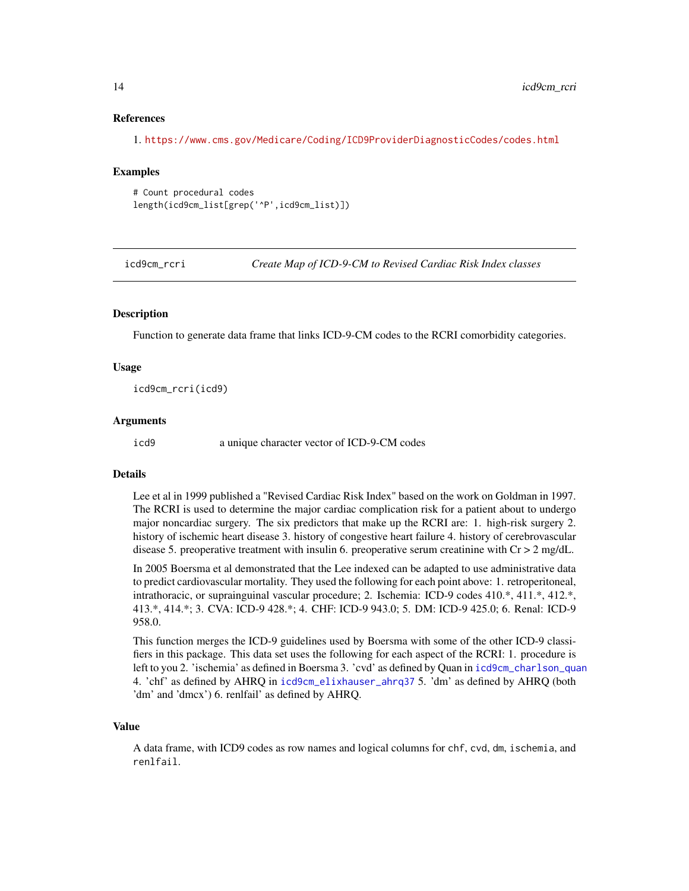### References

1. https://www.cms.gov/Medicare/Coding/ICD9ProviderDiagnosticCodes/codes.html

### Examples

```
# Count procedural codes
length(icd9cm_list[grep('^P',icd9cm_list)])
```

---

## icd9cm_rcri — *Create Map of ICD-9-CM to Revised Cardiac Risk Index classes*

### Description

Function to generate data frame that links ICD-9-CM codes to the RCRI comorbidity categories.

### Usage

```
icd9cm_rcri(icd9)
```

### Arguments

| | |
|---|---|
| icd9 | a unique character vector of ICD-9-CM codes |

### Details

Lee et al in 1999 published a "Revised Cardiac Risk Index" based on the work on Goldman in 1997. The RCRI is used to determine the major cardiac complication risk for a patient about to undergo major noncardiac surgery. The six predictors that make up the RCRI are: 1. high-risk surgery 2. history of ischemic heart disease 3. history of congestive heart failure 4. history of cerebrovascular disease 5. preoperative treatment with insulin 6. preoperative serum creatinine with Cr > 2 mg/dL.

In 2005 Boersma et al demonstrated that the Lee indexed can be adapted to use administrative data to predict cardiovascular mortality. They used the following for each point above: 1. retroperitoneal, intrathoracic, or suprainguinal vascular procedure; 2. Ischemia: ICD-9 codes 410.*, 411.*, 412.*, 413.*, 414.*; 3. CVA: ICD-9 428.*; 4. CHF: ICD-9 943.0; 5. DM: ICD-9 425.0; 6. Renal: ICD-9 958.0.

This function merges the ICD-9 guidelines used by Boersma with some of the other ICD-9 classifiers in this package. This data set uses the following for each aspect of the RCRI: 1. procedure is left to you 2. 'ischemia' as defined in Boersma 3. 'cvd' as defined by Quan in icd9cm_charlson_quan 4. 'chf' as defined by AHRQ in icd9cm_elixhauser_ahrq37 5. 'dm' as defined by AHRQ (both 'dm' and 'dmcx') 6. renlfail' as defined by AHRQ.

### Value

A data frame, with ICD9 codes as row names and logical columns for `chf`, `cvd`, `dm`, `ischemia`, and `renlfail`.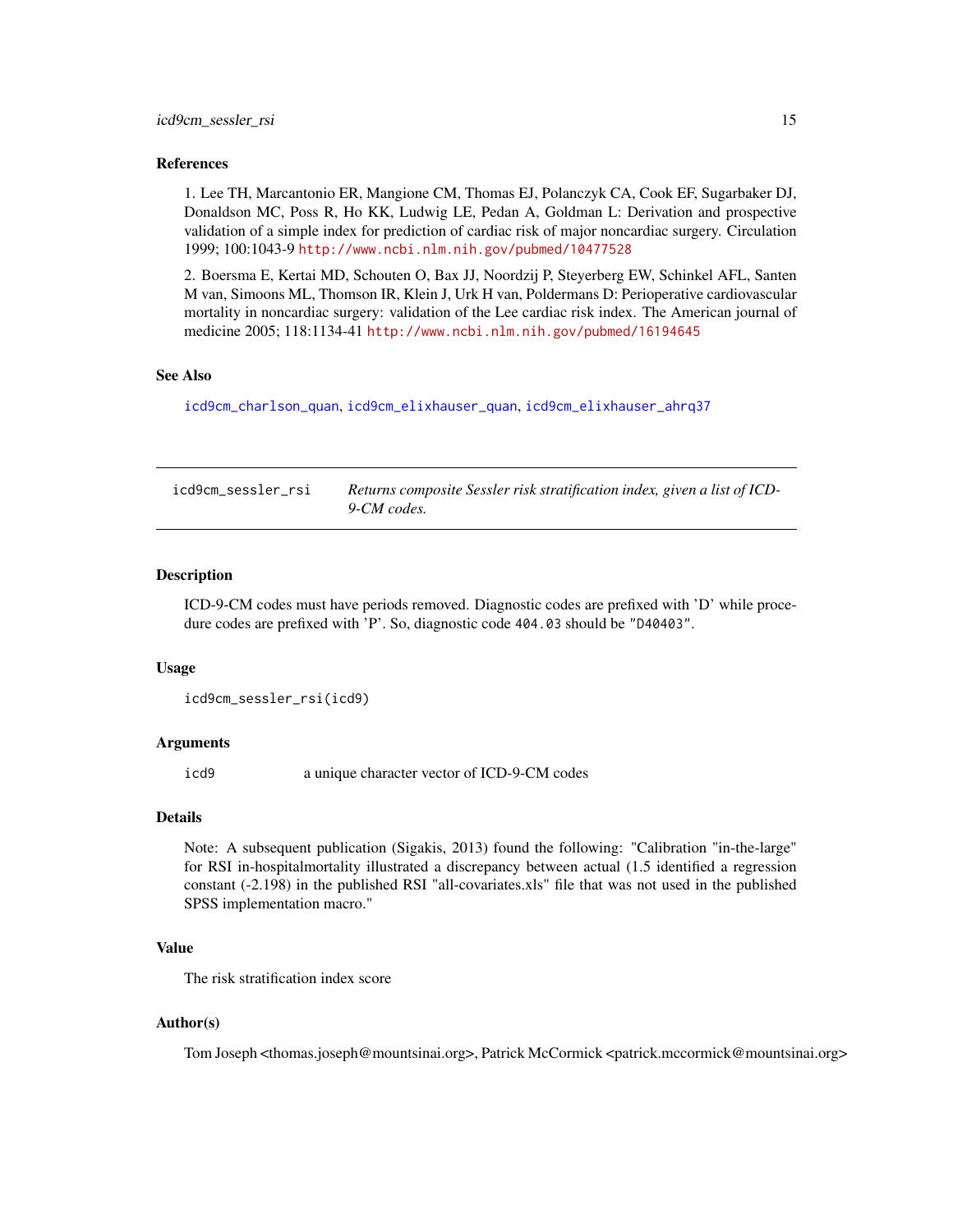### References

1. Lee TH, Marcantonio ER, Mangione CM, Thomas EJ, Polanczyk CA, Cook EF, Sugarbaker DJ, Donaldson MC, Poss R, Ho KK, Ludwig LE, Pedan A, Goldman L: Derivation and prospective validation of a simple index for prediction of cardiac risk of major noncardiac surgery. Circulation 1999; 100:1043-9 http://www.ncbi.nlm.nih.gov/pubmed/10477528

2. Boersma E, Kertai MD, Schouten O, Bax JJ, Noordzij P, Steyerberg EW, Schinkel AFL, Santen M van, Simoons ML, Thomson IR, Klein J, Urk H van, Poldermans D: Perioperative cardiovascular mortality in noncardiac surgery: validation of the Lee cardiac risk index. The American journal of medicine 2005; 118:1134-41 http://www.ncbi.nlm.nih.gov/pubmed/16194645

### See Also

`icd9cm_charlson_quan`, `icd9cm_elixhauser_quan`, `icd9cm_elixhauser_ahrq37`

---

## icd9cm_sessler_rsi — *Returns composite Sessler risk stratification index, given a list of ICD-9-CM codes.*

---

### Description

ICD-9-CM codes must have periods removed. Diagnostic codes are prefixed with 'D' while procedure codes are prefixed with 'P'. So, diagnostic code `404.03` should be `"D40403"`.

### Usage

```
icd9cm_sessler_rsi(icd9)
```

### Arguments

| | |
|---|---|
| `icd9` | a unique character vector of ICD-9-CM codes |

### Details

Note: A subsequent publication (Sigakis, 2013) found the following: "Calibration "in-the-large" for RSI in-hospitalmortality illustrated a discrepancy between actual (1.5 identified a regression constant (-2.198) in the published RSI "all-covariates.xls" file that was not used in the published SPSS implementation macro."

### Value

The risk stratification index score

### Author(s)

Tom Joseph <thomas.joseph@mountsinai.org>, Patrick McCormick <patrick.mccormick@mountsinai.org>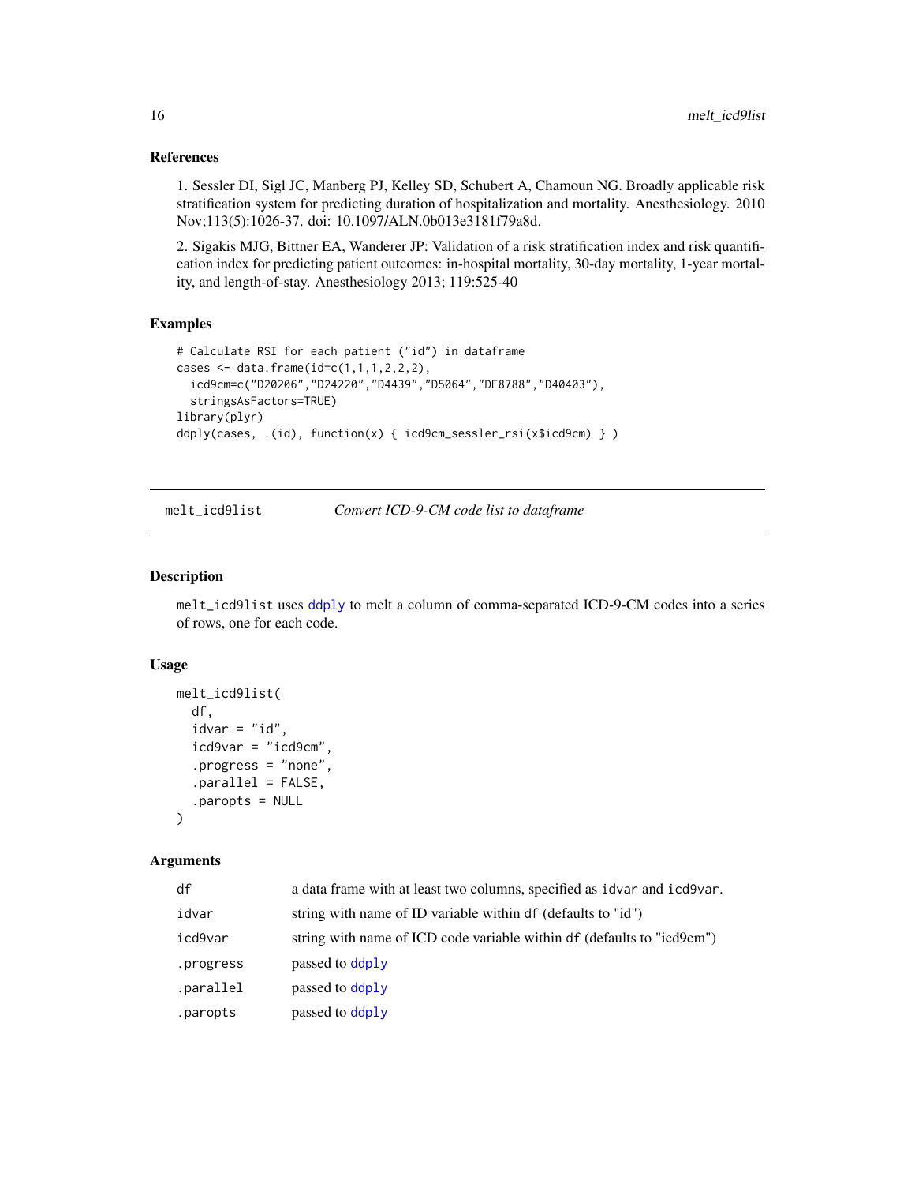### References

1. Sessler DI, Sigl JC, Manberg PJ, Kelley SD, Schubert A, Chamoun NG. Broadly applicable risk stratification system for predicting duration of hospitalization and mortality. Anesthesiology. 2010 Nov;113(5):1026-37. doi: 10.1097/ALN.0b013e3181f79a8d.

2. Sigakis MJG, Bittner EA, Wanderer JP: Validation of a risk stratification index and risk quantification index for predicting patient outcomes: in-hospital mortality, 30-day mortality, 1-year mortality, and length-of-stay. Anesthesiology 2013; 119:525-40

### Examples

```
# Calculate RSI for each patient ("id") in dataframe
cases <- data.frame(id=c(1,1,1,2,2,2),
  icd9cm=c("D20206","D24220","D4439","D5064","DE8788","D40403"),
  stringsAsFactors=TRUE)
library(plyr)
ddply(cases, .(id), function(x) { icd9cm_sessler_rsi(x$icd9cm) } )
```

---

## melt_icd9list — *Convert ICD-9-CM code list to dataframe*

### Description

`melt_icd9list` uses `ddply` to melt a column of comma-separated ICD-9-CM codes into a series of rows, one for each code.

### Usage

```
melt_icd9list(
  df,
  idvar = "id",
  icd9var = "icd9cm",
  .progress = "none",
  .parallel = FALSE,
  .paropts = NULL
)
```

### Arguments

| | |
|---|---|
| `df` | a data frame with at least two columns, specified as `idvar` and `icd9var`. |
| `idvar` | string with name of ID variable within `df` (defaults to "id") |
| `icd9var` | string with name of ICD code variable within `df` (defaults to "icd9cm") |
| `.progress` | passed to `ddply` |
| `.parallel` | passed to `ddply` |
| `.paropts` | passed to `ddply` |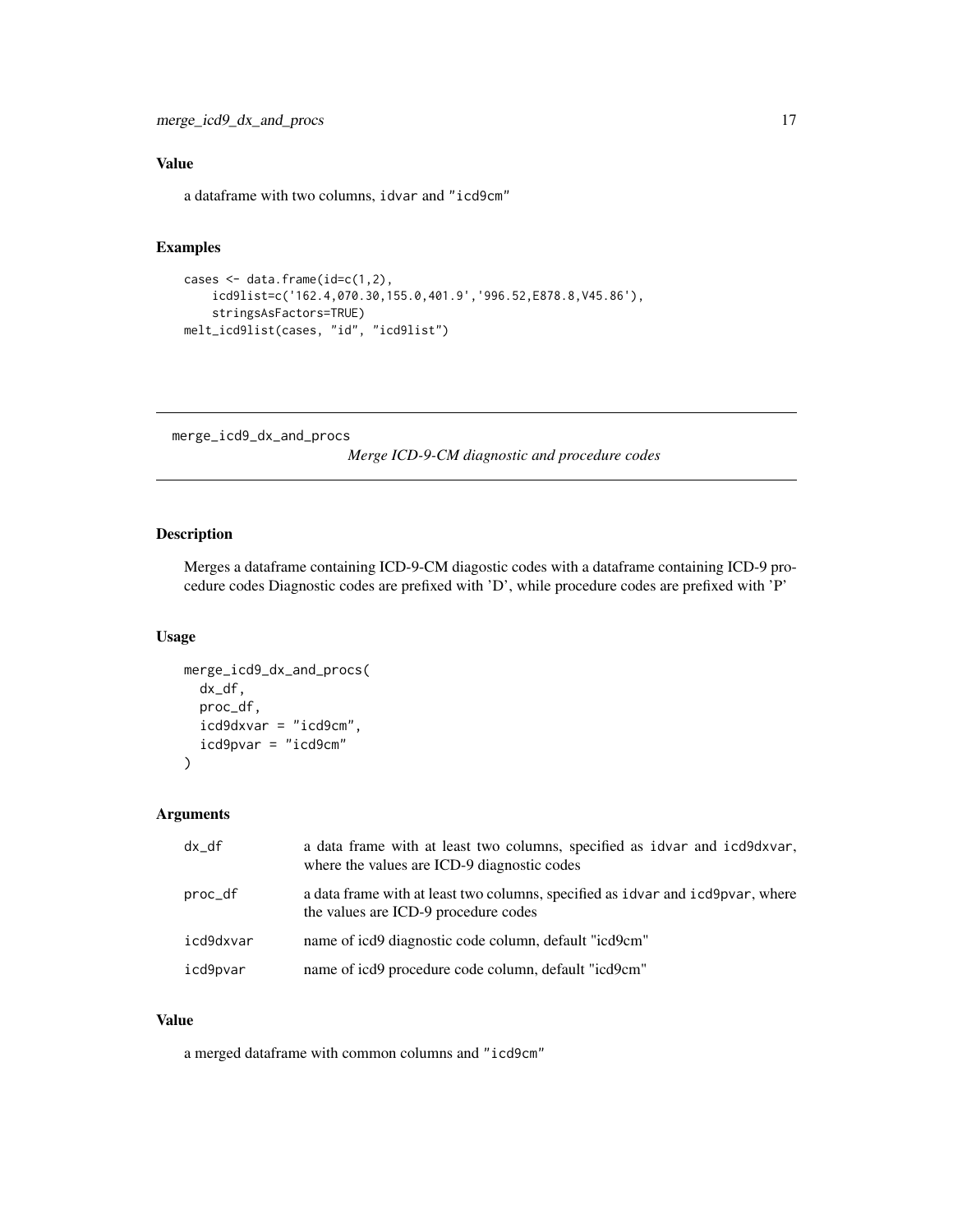## Value

a dataframe with two columns, idvar and "icd9cm"

## Examples

```
cases <- data.frame(id=c(1,2),
    icd9list=c('162.4,070.30,155.0,401.9','996.52,E878.8,V45.86'),
    stringsAsFactors=TRUE)
melt_icd9list(cases, "id", "icd9list")
```

---

# merge_icd9_dx_and_procs

*Merge ICD-9-CM diagnostic and procedure codes*

## Description

Merges a dataframe containing ICD-9-CM diagostic codes with a dataframe containing ICD-9 procedure codes Diagnostic codes are prefixed with 'D', while procedure codes are prefixed with 'P'

## Usage

```
merge_icd9_dx_and_procs(
  dx_df,
  proc_df,
  icd9dxvar = "icd9cm",
  icd9pvar = "icd9cm"
)
```

## Arguments

| | |
|---|---|
| dx_df | a data frame with at least two columns, specified as idvar and icd9dxvar, where the values are ICD-9 diagnostic codes |
| proc_df | a data frame with at least two columns, specified as idvar and icd9pvar, where the values are ICD-9 procedure codes |
| icd9dxvar | name of icd9 diagnostic code column, default "icd9cm" |
| icd9pvar | name of icd9 procedure code column, default "icd9cm" |

## Value

a merged dataframe with common columns and "icd9cm"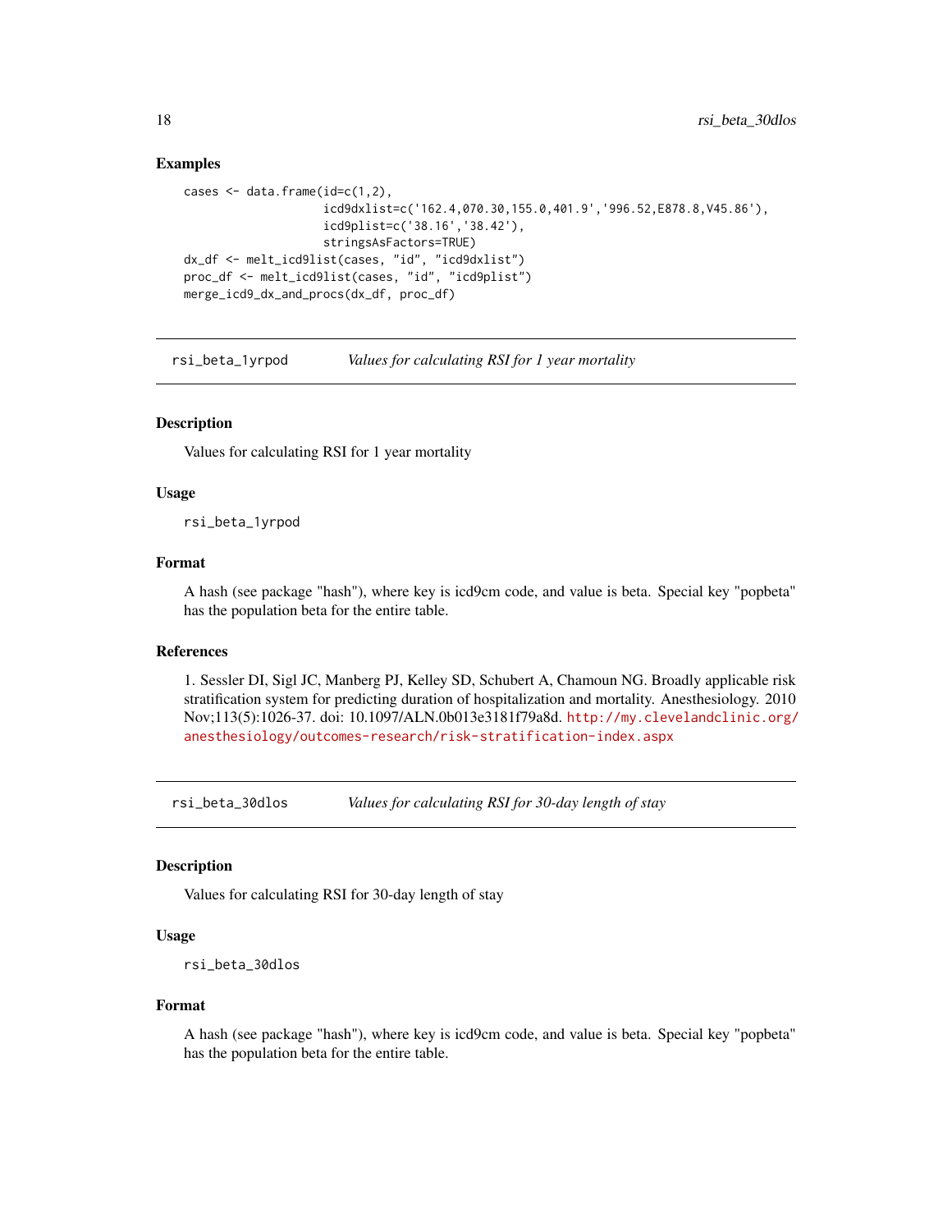### Examples

```
cases <- data.frame(id=c(1,2),
                    icd9dxlist=c('162.4,070.30,155.0,401.9','996.52,E878.8,V45.86'),
                    icd9plist=c('38.16','38.42'),
                    stringsAsFactors=TRUE)
dx_df <- melt_icd9list(cases, "id", "icd9dxlist")
proc_df <- melt_icd9list(cases, "id", "icd9plist")
merge_icd9_dx_and_procs(dx_df, proc_df)
```

---

## rsi_beta_1yrpod — *Values for calculating RSI for 1 year mortality*

### Description

Values for calculating RSI for 1 year mortality

### Usage

```
rsi_beta_1yrpod
```

### Format

A hash (see package "hash"), where key is icd9cm code, and value is beta. Special key "popbeta" has the population beta for the entire table.

### References

1. Sessler DI, Sigl JC, Manberg PJ, Kelley SD, Schubert A, Chamoun NG. Broadly applicable risk stratification system for predicting duration of hospitalization and mortality. Anesthesiology. 2010 Nov;113(5):1026-37. doi: 10.1097/ALN.0b013e3181f79a8d. http://my.clevelandclinic.org/anesthesiology/outcomes-research/risk-stratification-index.aspx

---

## rsi_beta_30dlos — *Values for calculating RSI for 30-day length of stay*

### Description

Values for calculating RSI for 30-day length of stay

### Usage

```
rsi_beta_30dlos
```

### Format

A hash (see package "hash"), where key is icd9cm code, and value is beta. Special key "popbeta" has the population beta for the entire table.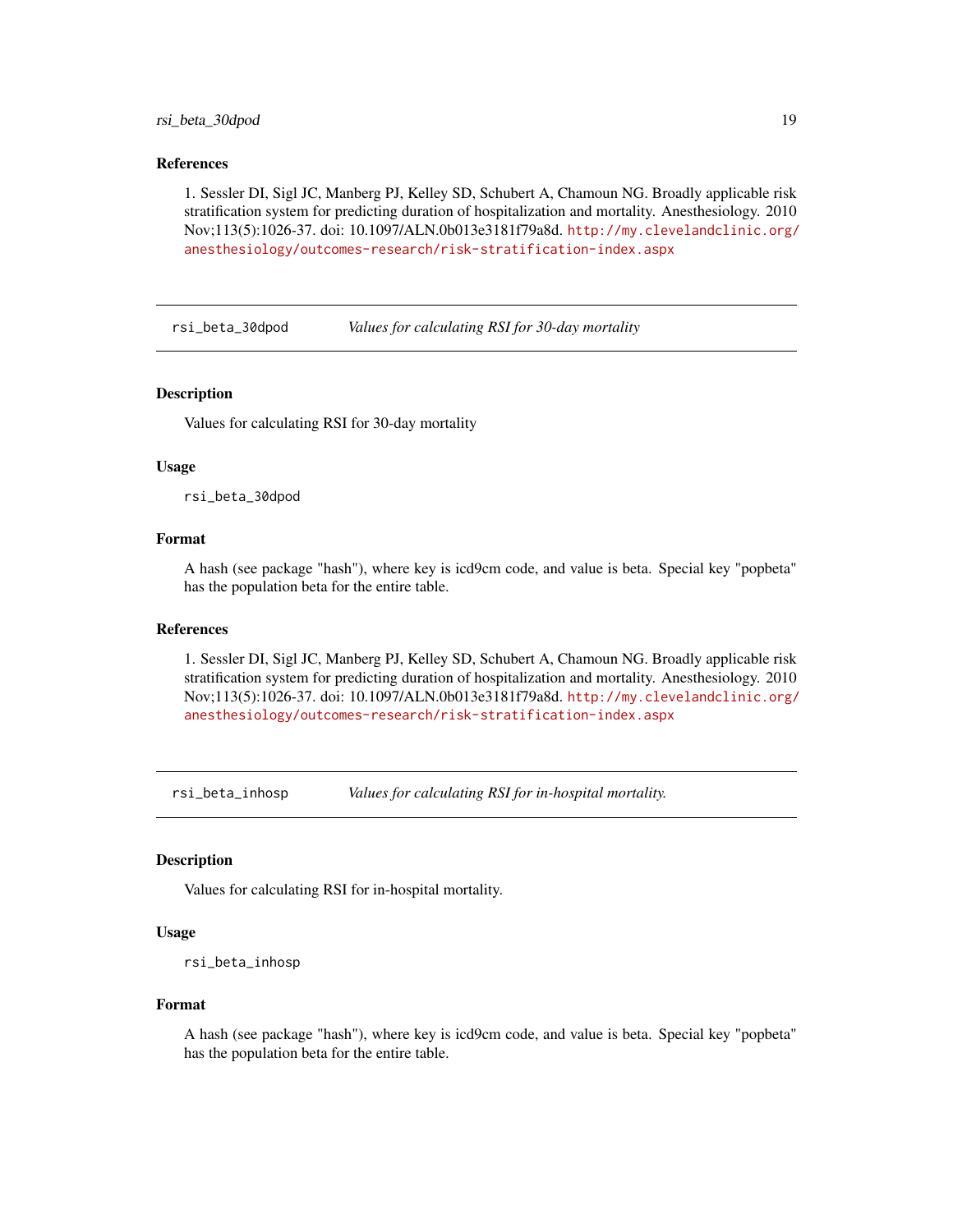### References

1. Sessler DI, Sigl JC, Manberg PJ, Kelley SD, Schubert A, Chamoun NG. Broadly applicable risk stratification system for predicting duration of hospitalization and mortality. Anesthesiology. 2010 Nov;113(5):1026-37. doi: 10.1097/ALN.0b013e3181f79a8d. http://my.clevelandclinic.org/anesthesiology/outcomes-research/risk-stratification-index.aspx

---

## rsi_beta_30dpod — *Values for calculating RSI for 30-day mortality*

### Description

Values for calculating RSI for 30-day mortality

### Usage

```
rsi_beta_30dpod
```

### Format

A hash (see package "hash"), where key is icd9cm code, and value is beta. Special key "popbeta" has the population beta for the entire table.

### References

1. Sessler DI, Sigl JC, Manberg PJ, Kelley SD, Schubert A, Chamoun NG. Broadly applicable risk stratification system for predicting duration of hospitalization and mortality. Anesthesiology. 2010 Nov;113(5):1026-37. doi: 10.1097/ALN.0b013e3181f79a8d. http://my.clevelandclinic.org/anesthesiology/outcomes-research/risk-stratification-index.aspx

---

## rsi_beta_inhosp — *Values for calculating RSI for in-hospital mortality.*

### Description

Values for calculating RSI for in-hospital mortality.

### Usage

```
rsi_beta_inhosp
```

### Format

A hash (see package "hash"), where key is icd9cm code, and value is beta. Special key "popbeta" has the population beta for the entire table.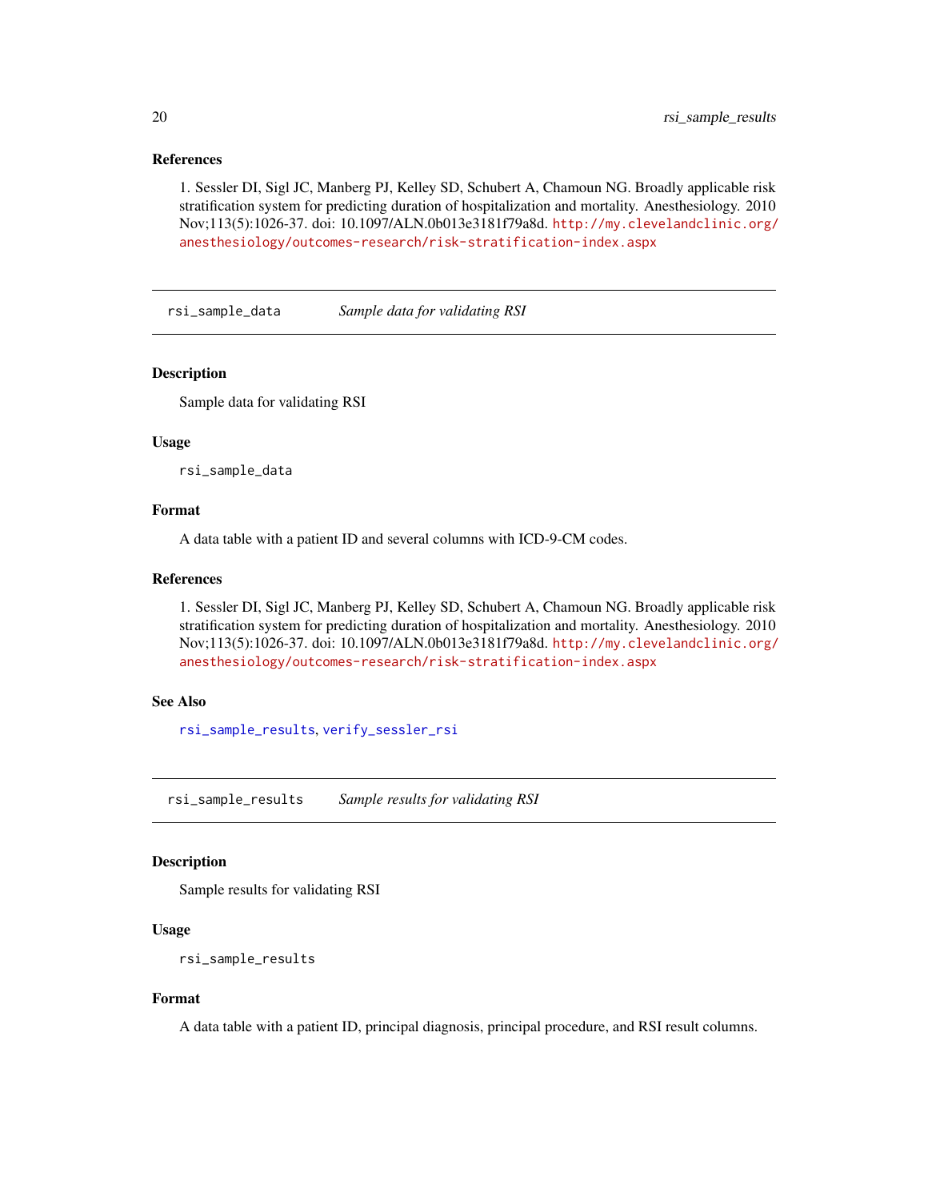### References

1. Sessler DI, Sigl JC, Manberg PJ, Kelley SD, Schubert A, Chamoun NG. Broadly applicable risk stratification system for predicting duration of hospitalization and mortality. Anesthesiology. 2010 Nov;113(5):1026-37. doi: 10.1097/ALN.0b013e3181f79a8d. http://my.clevelandclinic.org/anesthesiology/outcomes-research/risk-stratification-index.aspx

---

## rsi_sample_data — *Sample data for validating RSI*

### Description

Sample data for validating RSI

### Usage

```
rsi_sample_data
```

### Format

A data table with a patient ID and several columns with ICD-9-CM codes.

### References

1. Sessler DI, Sigl JC, Manberg PJ, Kelley SD, Schubert A, Chamoun NG. Broadly applicable risk stratification system for predicting duration of hospitalization and mortality. Anesthesiology. 2010 Nov;113(5):1026-37. doi: 10.1097/ALN.0b013e3181f79a8d. http://my.clevelandclinic.org/anesthesiology/outcomes-research/risk-stratification-index.aspx

### See Also

rsi_sample_results, verify_sessler_rsi

---

## rsi_sample_results — *Sample results for validating RSI*

### Description

Sample results for validating RSI

### Usage

```
rsi_sample_results
```

### Format

A data table with a patient ID, principal diagnosis, principal procedure, and RSI result columns.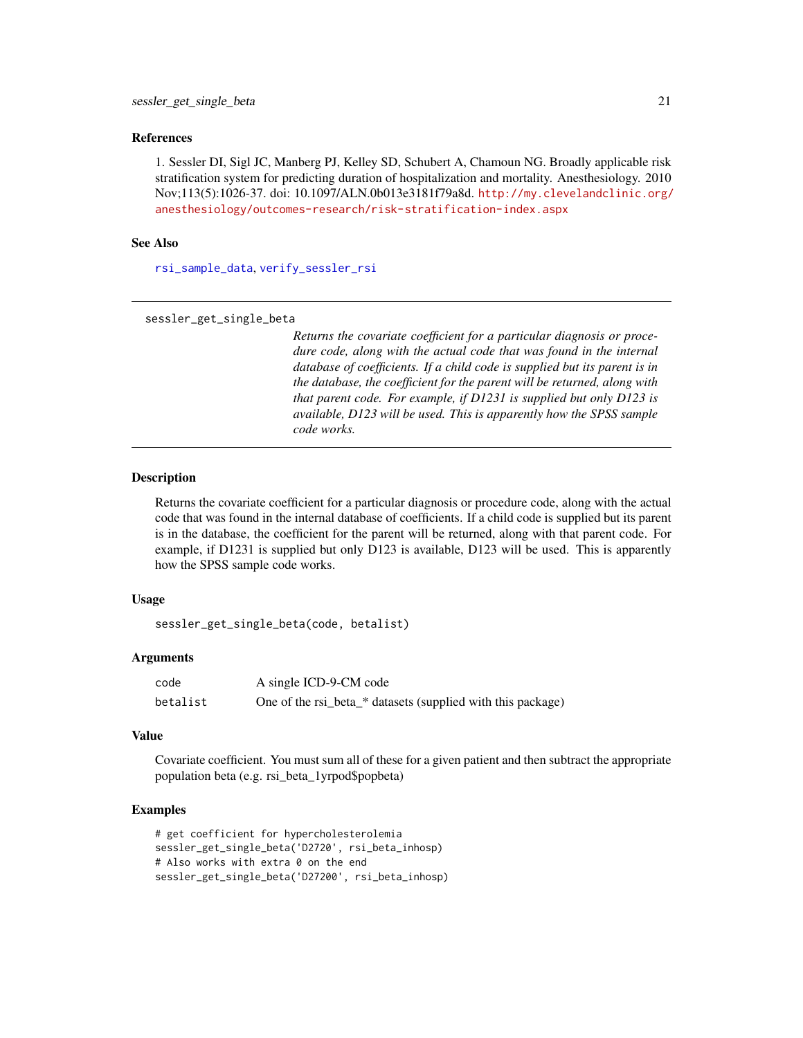### References

1. Sessler DI, Sigl JC, Manberg PJ, Kelley SD, Schubert A, Chamoun NG. Broadly applicable risk stratification system for predicting duration of hospitalization and mortality. Anesthesiology. 2010 Nov;113(5):1026-37. doi: 10.1097/ALN.0b013e3181f79a8d. http://my.clevelandclinic.org/anesthesiology/outcomes-research/risk-stratification-index.aspx

### See Also

rsi_sample_data, verify_sessler_rsi

---

## sessler_get_single_beta

*Returns the covariate coefficient for a particular diagnosis or procedure code, along with the actual code that was found in the internal database of coefficients. If a child code is supplied but its parent is in the database, the coefficient for the parent will be returned, along with that parent code. For example, if D1231 is supplied but only D123 is available, D123 will be used. This is apparently how the SPSS sample code works.*

---

### Description

Returns the covariate coefficient for a particular diagnosis or procedure code, along with the actual code that was found in the internal database of coefficients. If a child code is supplied but its parent is in the database, the coefficient for the parent will be returned, along with that parent code. For example, if D1231 is supplied but only D123 is available, D123 will be used. This is apparently how the SPSS sample code works.

### Usage

```
sessler_get_single_beta(code, betalist)
```

### Arguments

| | |
|---|---|
| code | A single ICD-9-CM code |
| betalist | One of the rsi_beta_* datasets (supplied with this package) |

### Value

Covariate coefficient. You must sum all of these for a given patient and then subtract the appropriate population beta (e.g. rsi_beta_1yrpod$popbeta)

### Examples

```
# get coefficient for hypercholesterolemia
sessler_get_single_beta('D2720', rsi_beta_inhosp)
# Also works with extra 0 on the end
sessler_get_single_beta('D27200', rsi_beta_inhosp)
```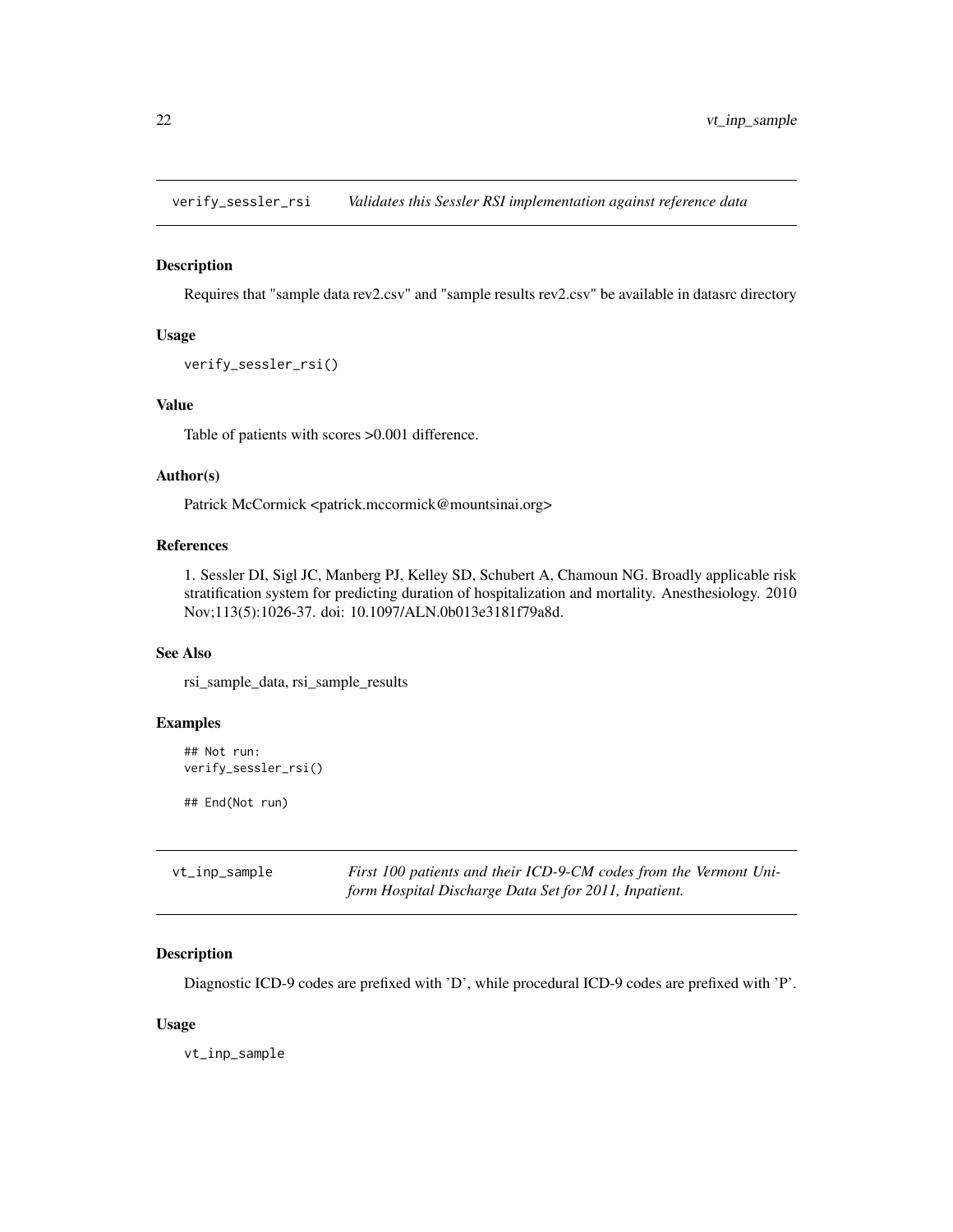## verify_sessler_rsi — *Validates this Sessler RSI implementation against reference data*

### Description

Requires that "sample data rev2.csv" and "sample results rev2.csv" be available in datasrc directory

### Usage

```
verify_sessler_rsi()
```

### Value

Table of patients with scores >0.001 difference.

### Author(s)

Patrick McCormick <patrick.mccormick@mountsinai.org>

### References

1. Sessler DI, Sigl JC, Manberg PJ, Kelley SD, Schubert A, Chamoun NG. Broadly applicable risk stratification system for predicting duration of hospitalization and mortality. Anesthesiology. 2010 Nov;113(5):1026-37. doi: 10.1097/ALN.0b013e3181f79a8d.

### See Also

rsi_sample_data, rsi_sample_results

### Examples

```
## Not run:
verify_sessler_rsi()

## End(Not run)
```

## vt_inp_sample — *First 100 patients and their ICD-9-CM codes from the Vermont Uniform Hospital Discharge Data Set for 2011, Inpatient.*

### Description

Diagnostic ICD-9 codes are prefixed with 'D', while procedural ICD-9 codes are prefixed with 'P'.

### Usage

```
vt_inp_sample
```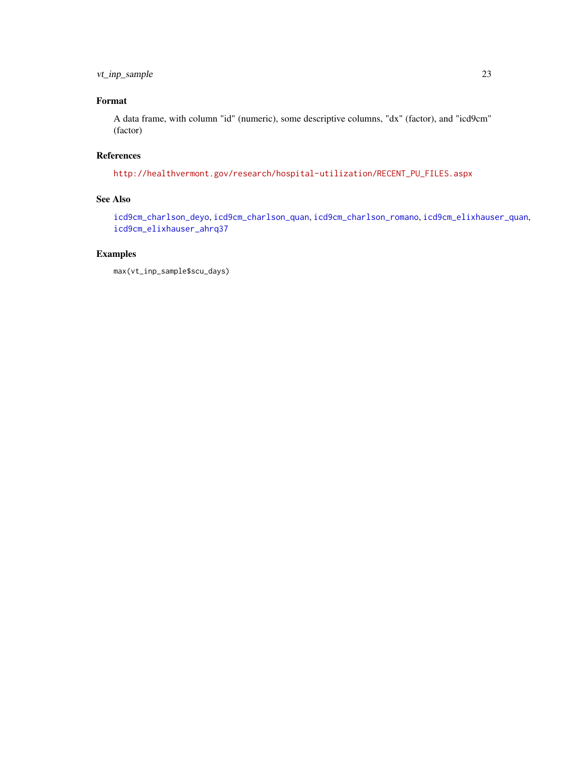## Format

A data frame, with column "id" (numeric), some descriptive columns, "dx" (factor), and "icd9cm" (factor)

## References

http://healthvermont.gov/research/hospital-utilization/RECENT_PU_FILES.aspx

## See Also

icd9cm_charlson_deyo, icd9cm_charlson_quan, icd9cm_charlson_romano, icd9cm_elixhauser_quan, icd9cm_elixhauser_ahrq37

## Examples

```
max(vt_inp_sample$scu_days)
```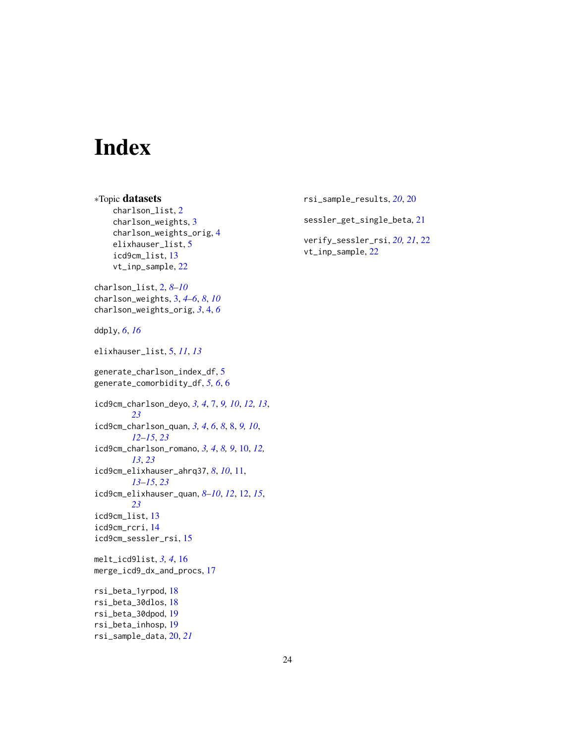# Index

∗Topic **datasets**

- charlson_list, 2
- charlson_weights, 3
- charlson_weights_orig, 4
- elixhauser_list, 5
- icd9cm_list, 13
- vt_inp_sample, 22

charlson_list, 2, *8–10*
charlson_weights, 3, *4–6*, *8*, *10*
charlson_weights_orig, *3*, 4, *6*

ddply, *6*, *16*

elixhauser_list, 5, *11*, *13*

generate_charlson_index_df, 5
generate_comorbidity_df, *5*, *6*, 6

icd9cm_charlson_deyo, *3*, *4*, 7, *9*, *10*, *12*, *13*, *23*
icd9cm_charlson_quan, *3*, *4*, *6*, *8*, 8, *9*, *10*, *12–15*, *23*
icd9cm_charlson_romano, *3*, *4*, *8*, *9*, 10, *12*, *13*, *23*
icd9cm_elixhauser_ahrq37, *8*, *10*, 11, *13–15*, *23*
icd9cm_elixhauser_quan, *8–10*, *12*, 12, *15*, *23*
icd9cm_list, 13
icd9cm_rcri, 14
icd9cm_sessler_rsi, 15

melt_icd9list, *3*, *4*, 16
merge_icd9_dx_and_procs, 17

rsi_beta_1yrpod, 18
rsi_beta_30dlos, 18
rsi_beta_30dpod, 19
rsi_beta_inhosp, 19
rsi_sample_data, 20, *21*
rsi_sample_results, *20*, 20

sessler_get_single_beta, 21

verify_sessler_rsi, *20*, *21*, 22
vt_inp_sample, 22